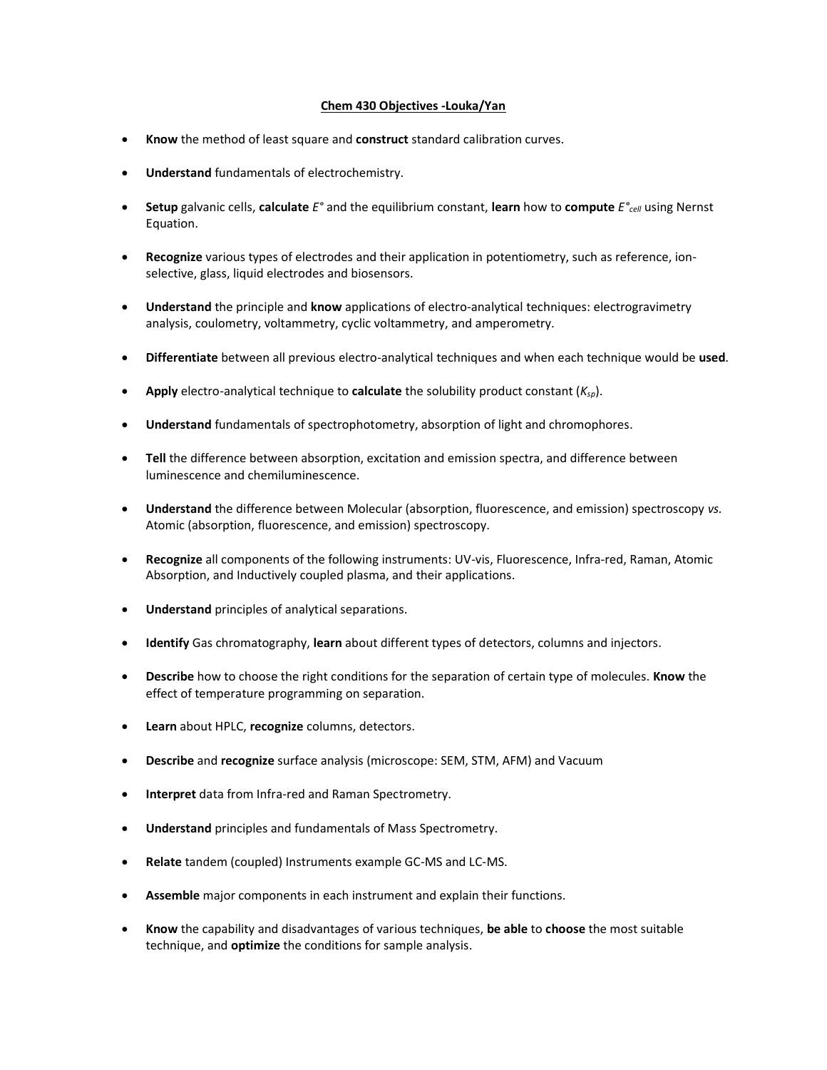**<u>Chem 430 Objectives -Louka/Yan</u>**

- **Know** the method of least square and **construct** standard calibration curves.
- **Understand** fundamentals of electrochemistry.
- **Setup** galvanic cells, **calculate** $E°$ and the equilibrium constant, **learn** how to **compute** $E°_{cell}$ using Nernst Equation.
- **Recognize** various types of electrodes and their application in potentiometry, such as reference, ion-selective, glass, liquid electrodes and biosensors.
- **Understand** the principle and **know** applications of electro-analytical techniques: electrogravimetry analysis, coulometry, voltammetry, cyclic voltammetry, and amperometry.
- **Differentiate** between all previous electro-analytical techniques and when each technique would be **used**.
- **Apply** electro-analytical technique to **calculate** the solubility product constant ($K_{sp}$).
- **Understand** fundamentals of spectrophotometry, absorption of light and chromophores.
- **Tell** the difference between absorption, excitation and emission spectra, and difference between luminescence and chemiluminescence.
- **Understand** the difference between Molecular (absorption, fluorescence, and emission) spectroscopy *vs.* Atomic (absorption, fluorescence, and emission) spectroscopy.
- **Recognize** all components of the following instruments: UV-vis, Fluorescence, Infra-red, Raman, Atomic Absorption, and Inductively coupled plasma, and their applications.
- **Understand** principles of analytical separations.
- **Identify** Gas chromatography, **learn** about different types of detectors, columns and injectors.
- **Describe** how to choose the right conditions for the separation of certain type of molecules. **Know** the effect of temperature programming on separation.
- **Learn** about HPLC, **recognize** columns, detectors.
- **Describe** and **recognize** surface analysis (microscope: SEM, STM, AFM) and Vacuum
- **Interpret** data from Infra-red and Raman Spectrometry.
- **Understand** principles and fundamentals of Mass Spectrometry.
- **Relate** tandem (coupled) Instruments example GC-MS and LC-MS.
- **Assemble** major components in each instrument and explain their functions.
- **Know** the capability and disadvantages of various techniques, **be able** to **choose** the most suitable technique, and **optimize** the conditions for sample analysis.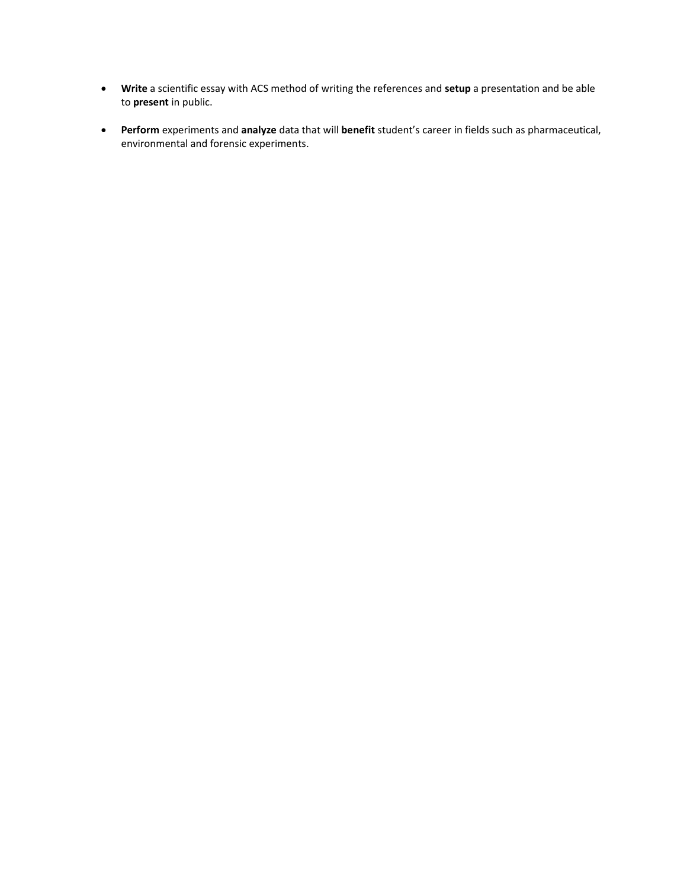- **Write** a scientific essay with ACS method of writing the references and **setup** a presentation and be able to **present** in public.

- **Perform** experiments and **analyze** data that will **benefit** student's career in fields such as pharmaceutical, environmental and forensic experiments.